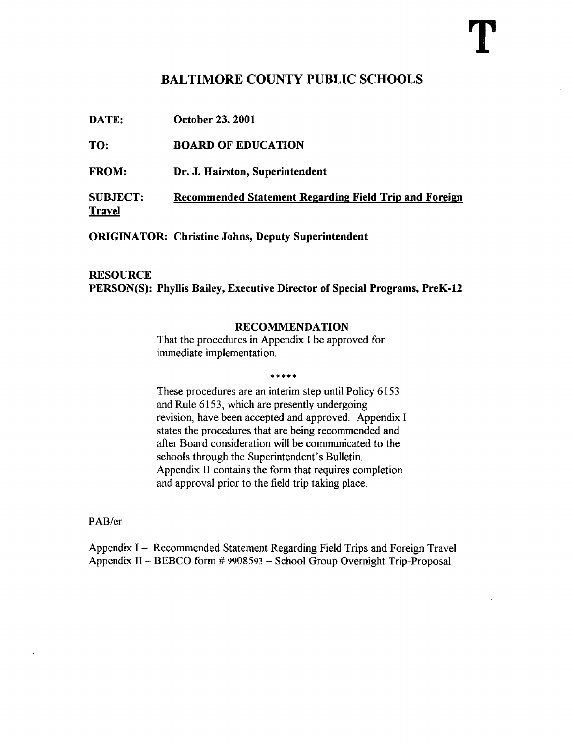**T**

# BALTIMORE COUNTY PUBLIC SCHOOLS

**DATE:** October 23, 2001

**TO:** BOARD OF EDUCATION

**FROM:** Dr. J. Hairston, Superintendent

**SUBJECT:** **Recommended Statement Regarding Field Trip and Foreign Travel**

**ORIGINATOR:** Christine Johns, Deputy Superintendent

**RESOURCE PERSON(S):** Phyllis Bailey, Executive Director of Special Programs, PreK-12

## RECOMMENDATION

That the procedures in Appendix I be approved for immediate implementation.

*****

These procedures are an interim step until Policy 6153 and Rule 6153, which are presently undergoing revision, have been accepted and approved. Appendix I states the procedures that are being recommended and after Board consideration will be communicated to the schools through the Superintendent's Bulletin. Appendix II contains the form that requires completion and approval prior to the field trip taking place.

PAB/cr

Appendix I – Recommended Statement Regarding Field Trips and Foreign Travel
Appendix II – BEBCO form # 9908593 – School Group Overnight Trip-Proposal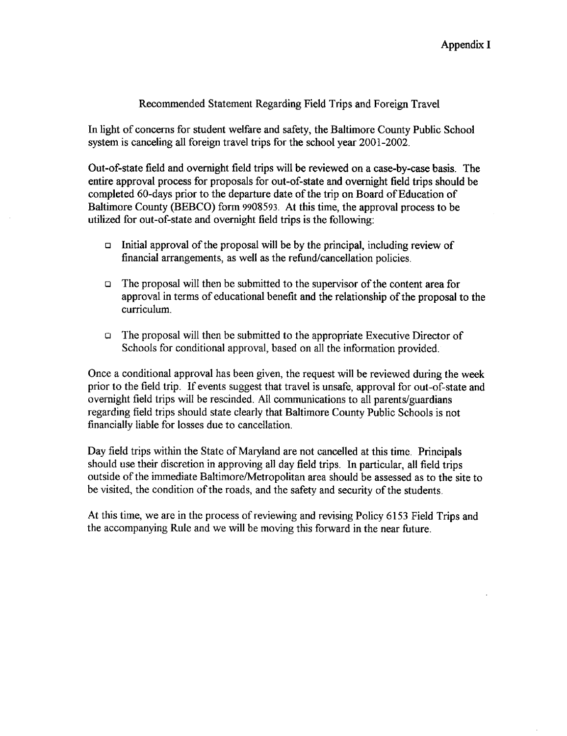Appendix I

## Recommended Statement Regarding Field Trips and Foreign Travel

In light of concerns for student welfare and safety, the Baltimore County Public School system is canceling all foreign travel trips for the school year 2001-2002.

Out-of-state field and overnight field trips will be reviewed on a case-by-case basis. The entire approval process for proposals for out-of-state and overnight field trips should be completed 60-days prior to the departure date of the trip on Board of Education of Baltimore County (BEBCO) form 9908593. At this time, the approval process to be utilized for out-of-state and overnight field trips is the following:

- Initial approval of the proposal will be by the principal, including review of financial arrangements, as well as the refund/cancellation policies.
- The proposal will then be submitted to the supervisor of the content area for approval in terms of educational benefit and the relationship of the proposal to the curriculum.
- The proposal will then be submitted to the appropriate Executive Director of Schools for conditional approval, based on all the information provided.

Once a conditional approval has been given, the request will be reviewed during the week prior to the field trip. If events suggest that travel is unsafe, approval for out-of-state and overnight field trips will be rescinded. All communications to all parents/guardians regarding field trips should state clearly that Baltimore County Public Schools is not financially liable for losses due to cancellation.

Day field trips within the State of Maryland are not cancelled at this time. Principals should use their discretion in approving all day field trips. In particular, all field trips outside of the immediate Baltimore/Metropolitan area should be assessed as to the site to be visited, the condition of the roads, and the safety and security of the students.

At this time, we are in the process of reviewing and revising Policy 6153 Field Trips and the accompanying Rule and we will be moving this forward in the near future.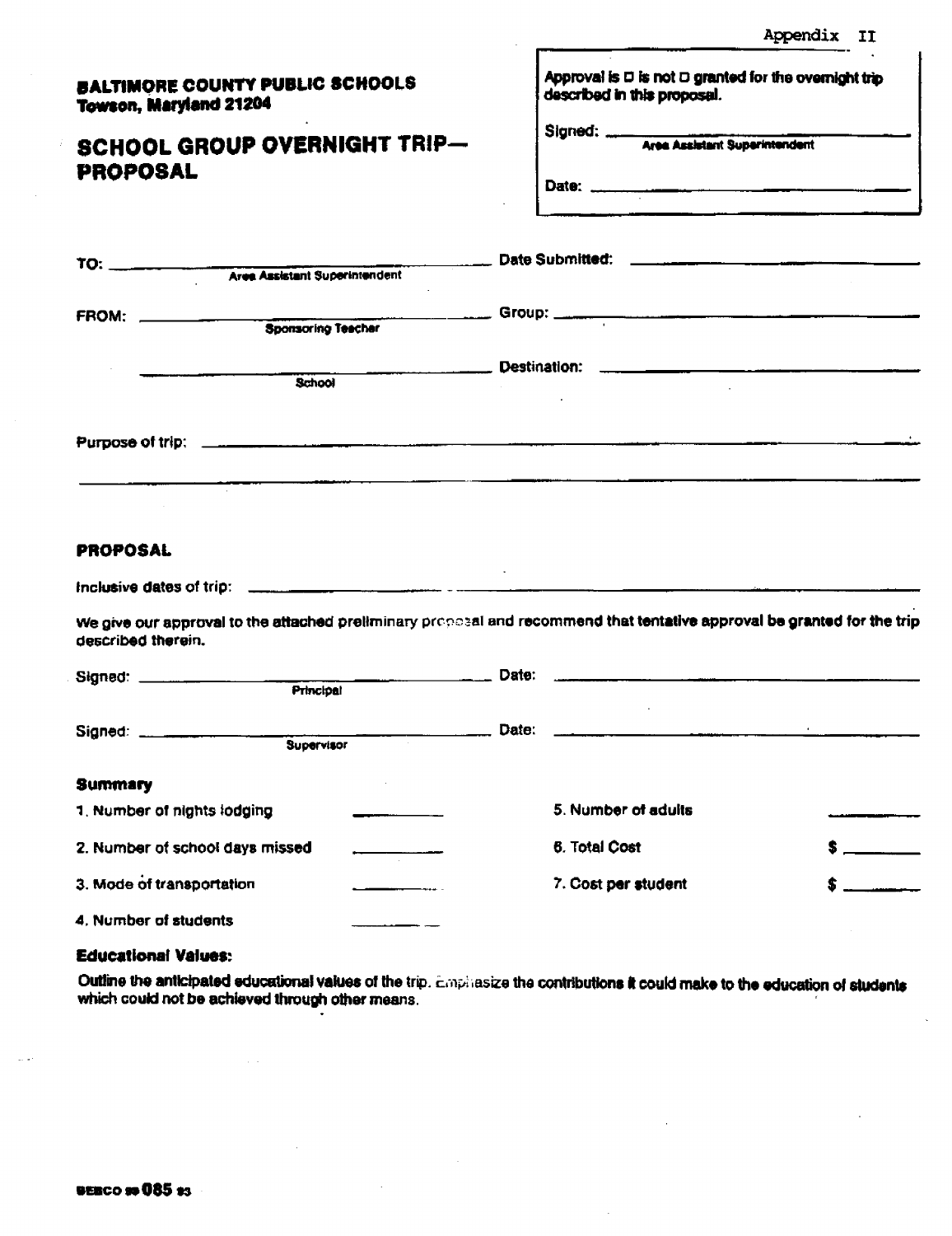Appendix II

**BALTIMORE COUNTY PUBLIC SCHOOLS**
**Towson, Maryland 21204**

## SCHOOL GROUP OVERNIGHT TRIP— PROPOSAL

> **Approval is ☐ is not ☐ granted for the overnight trip described in this proposal.**
>
> Signed: ______________________________
> Area Assistant Superintendent
>
> Date: ______________________________

TO: ______________________________ Date Submitted: ______________________________
Area Assistant Superintendent

FROM: ______________________________ Group: ______________________________
Sponsoring Teacher

______________________________ Destination: ______________________________
School

Purpose of trip: ______________________________________________________________

______________________________________________________________

### PROPOSAL

Inclusive dates of trip: ______________________________________________________________

We give our approval to the attached preliminary proposal and recommend that tentative approval be granted for the trip described therein.

Signed: ______________________________ Date: ______________________________
Principal

Signed: ______________________________ Date: ______________________________
Supervisor

### Summary

1. Number of nights lodging __________
2. Number of school days missed __________
3. Mode of transportation __________
4. Number of students __________
5. Number of adults __________
6. Total Cost $ __________
7. Cost per student $ __________

### Educational Values:

**Outline the anticipated educational values of the trip. Emphasize the contributions it could make to the education of students which could not be achieved through other means.**

BEBCO 085 93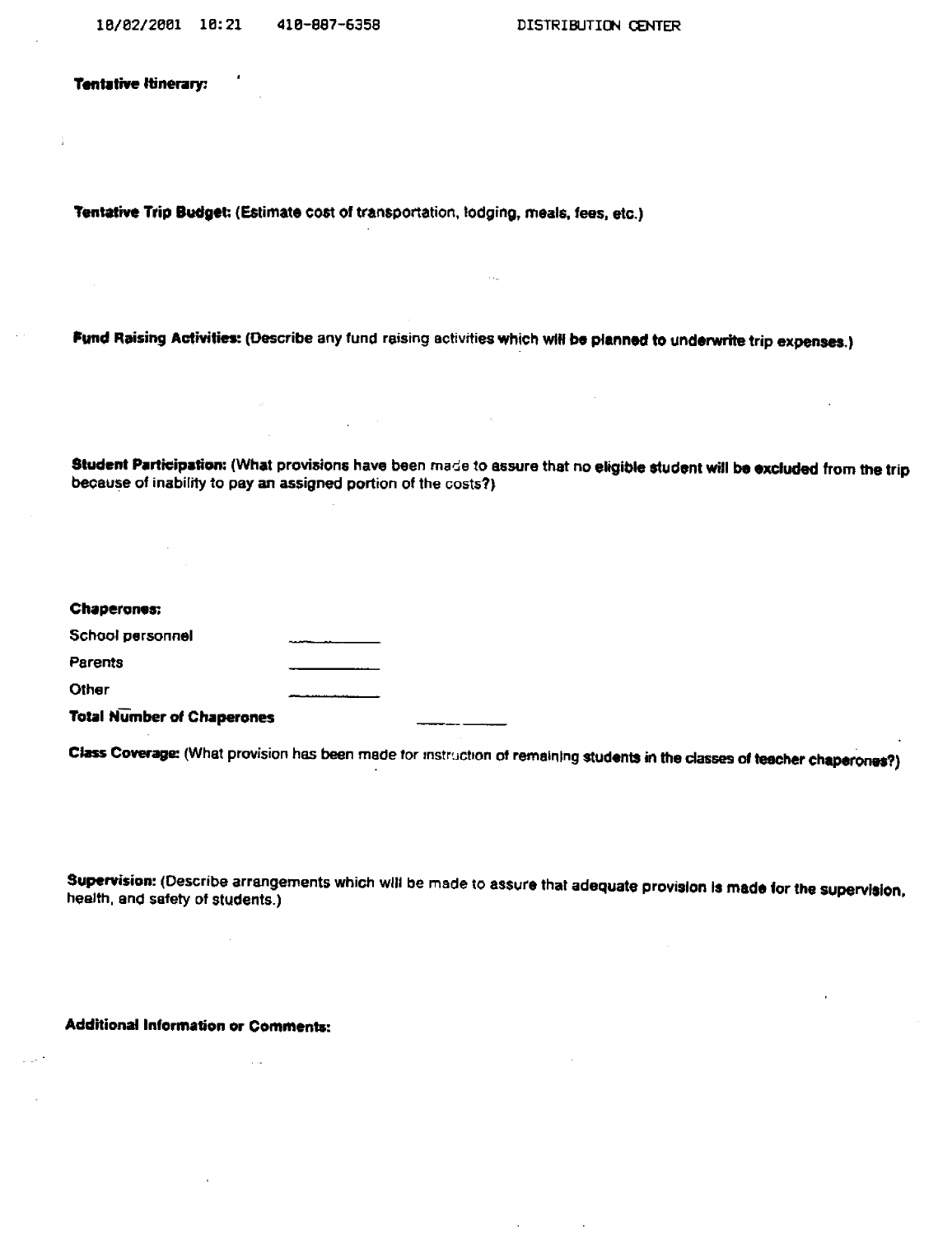**Tentative Itinerary:**

**Tentative Trip Budget:** (Estimate cost of transportation, lodging, meals, fees, etc.)

**Fund Raising Activities:** (Describe any fund raising activities which will be planned to underwrite trip expenses.)

**Student Participation:** (What provisions have been made to assure that no eligible student will be excluded from the trip because of inability to pay an assigned portion of the costs?)

**Chaperones:**

School personnel \_\_\_\_\_\_\_\_\_\_

Parents \_\_\_\_\_\_\_\_\_\_

Other \_\_\_\_\_\_\_\_\_\_

**Total Number of Chaperones** \_\_\_\_\_\_\_\_\_\_

**Class Coverage:** (What provision has been made for instruction of remaining students in the classes of teacher chaperones?)

**Supervision:** (Describe arrangements which will be made to assure that adequate provision is made for the supervision, health, and safety of students.)

**Additional Information or Comments:**